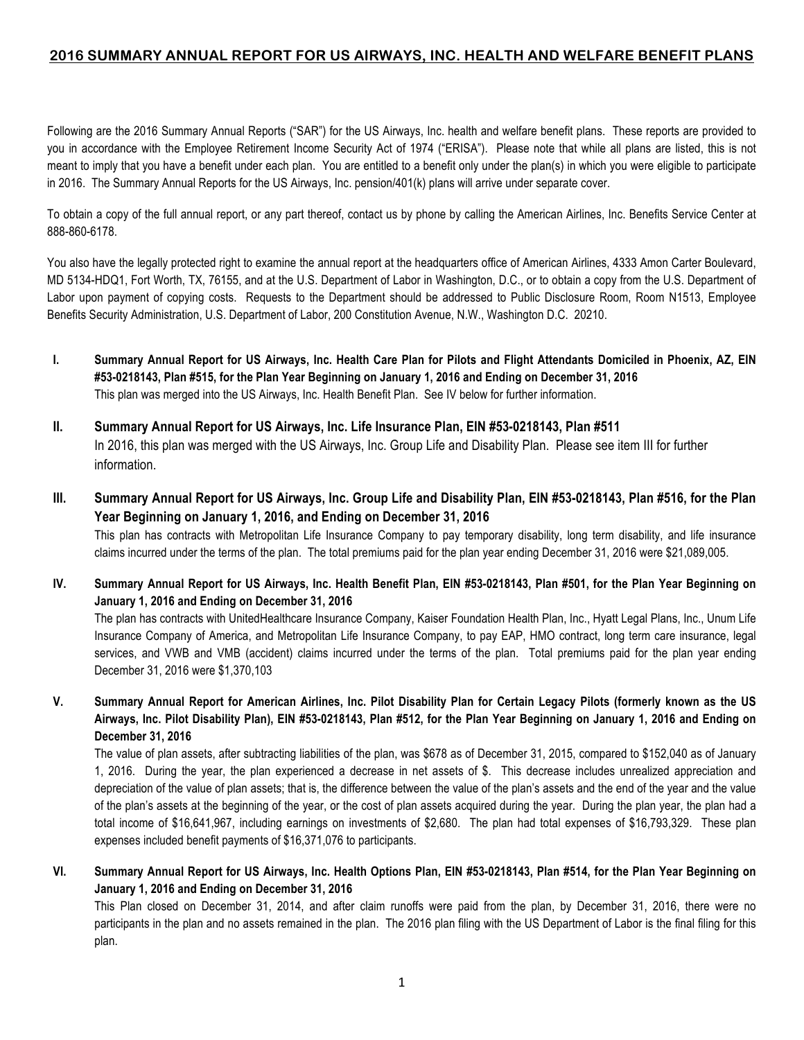## 2016 SUMMARY ANNUAL REPORT FOR US AIRWAYS, INC. HEALTH AND WELFARE BENEFIT PLANS

Following are the 2016 Summary Annual Reports ("SAR") for the US Airways, Inc. health and welfare benefit plans. These reports are provided to you in accordance with the Employee Retirement Income Security Act of 1974 ("ERISA"). Please note that while all plans are listed, this is not meant to imply that you have a benefit under each plan. You are entitled to a benefit only under the plan(s) in which you were eligible to participate in 2016. The Summary Annual Reports for the US Airways, Inc. pension/401(k) plans will arrive under separate cover.

To obtain a copy of the full annual report, or any part thereof, contact us by phone by calling the American Airlines, Inc. Benefits Service Center at 888-860-6178.

You also have the legally protected right to examine the annual report at the headquarters office of American Airlines, 4333 Amon Carter Boulevard, MD 5134-HDQ1, Fort Worth, TX, 76155, and at the U.S. Department of Labor in Washington, D.C., or to obtain a copy from the U.S. Department of Labor upon payment of copying costs. Requests to the Department should be addressed to Public Disclosure Room, Room N1513, Employee Benefits Security Administration, U.S. Department of Labor, 200 Constitution Avenue, N.W., Washington D.C. 20210.

### I. Summary Annual Report for US Airways, Inc. Health Care Plan for Pilots and Flight Attendants Domiciled in Phoenix, AZ, EIN #53-0218143, Plan #515, for the Plan Year Beginning on January 1, 2016 and Ending on December 31, 2016

This plan was merged into the US Airways, Inc. Health Benefit Plan. See IV below for further information.

### II. Summary Annual Report for US Airways, Inc. Life Insurance Plan, EIN #53-0218143, Plan #511

In 2016, this plan was merged with the US Airways, Inc. Group Life and Disability Plan. Please see item III for further information.

### III. Summary Annual Report for US Airways, Inc. Group Life and Disability Plan, EIN #53-0218143, Plan #516, for the Plan Year Beginning on January 1, 2016, and Ending on December 31, 2016

This plan has contracts with Metropolitan Life Insurance Company to pay temporary disability, long term disability, and life insurance claims incurred under the terms of the plan. The total premiums paid for the plan year ending December 31, 2016 were $21,089,005.

### IV. Summary Annual Report for US Airways, Inc. Health Benefit Plan, EIN #53-0218143, Plan #501, for the Plan Year Beginning on January 1, 2016 and Ending on December 31, 2016

The plan has contracts with UnitedHealthcare Insurance Company, Kaiser Foundation Health Plan, Inc., Hyatt Legal Plans, Inc., Unum Life Insurance Company of America, and Metropolitan Life Insurance Company, to pay EAP, HMO contract, long term care insurance, legal services, and VWB and VMB (accident) claims incurred under the terms of the plan. Total premiums paid for the plan year ending December 31, 2016 were $1,370,103

### V. Summary Annual Report for American Airlines, Inc. Pilot Disability Plan for Certain Legacy Pilots (formerly known as the US Airways, Inc. Pilot Disability Plan), EIN #53-0218143, Plan #512, for the Plan Year Beginning on January 1, 2016 and Ending on December 31, 2016

The value of plan assets, after subtracting liabilities of the plan, was $678 as of December 31, 2015, compared to $152,040 as of January 1, 2016. During the year, the plan experienced a decrease in net assets of $. This decrease includes unrealized appreciation and depreciation of the value of plan assets; that is, the difference between the value of the plan's assets and the end of the year and the value of the plan's assets at the beginning of the year, or the cost of plan assets acquired during the year. During the plan year, the plan had a total income of $16,641,967, including earnings on investments of $2,680. The plan had total expenses of $16,793,329. These plan expenses included benefit payments of $16,371,076 to participants.

### VI. Summary Annual Report for US Airways, Inc. Health Options Plan, EIN #53-0218143, Plan #514, for the Plan Year Beginning on January 1, 2016 and Ending on December 31, 2016

This Plan closed on December 31, 2014, and after claim runoffs were paid from the plan, by December 31, 2016, there were no participants in the plan and no assets remained in the plan. The 2016 plan filing with the US Department of Labor is the final filing for this plan.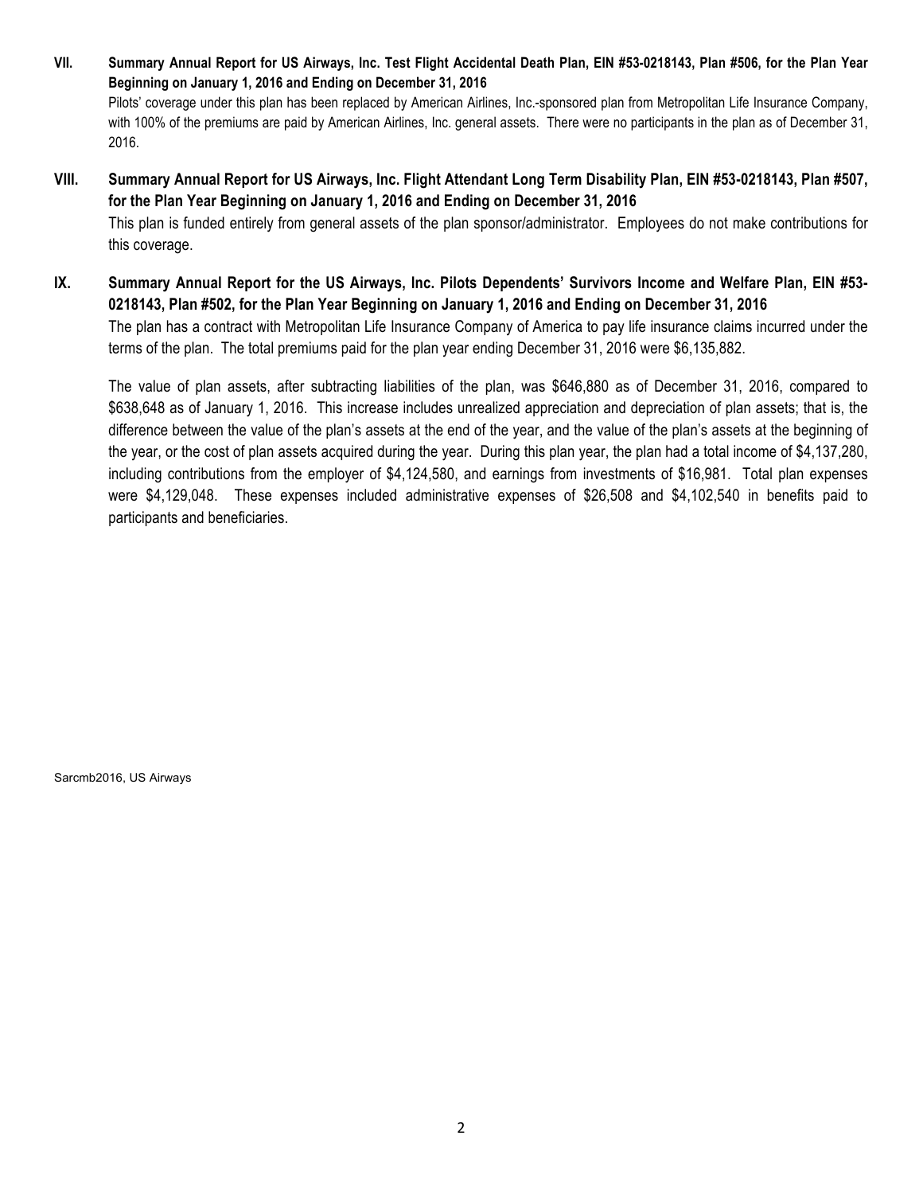## VII. Summary Annual Report for US Airways, Inc. Test Flight Accidental Death Plan, EIN #53-0218143, Plan #506, for the Plan Year Beginning on January 1, 2016 and Ending on December 31, 2016

Pilots' coverage under this plan has been replaced by American Airlines, Inc.-sponsored plan from Metropolitan Life Insurance Company, with 100% of the premiums are paid by American Airlines, Inc. general assets. There were no participants in the plan as of December 31, 2016.

## VIII. Summary Annual Report for US Airways, Inc. Flight Attendant Long Term Disability Plan, EIN #53-0218143, Plan #507, for the Plan Year Beginning on January 1, 2016 and Ending on December 31, 2016

This plan is funded entirely from general assets of the plan sponsor/administrator. Employees do not make contributions for this coverage.

## IX. Summary Annual Report for the US Airways, Inc. Pilots Dependents' Survivors Income and Welfare Plan, EIN #53-0218143, Plan #502, for the Plan Year Beginning on January 1, 2016 and Ending on December 31, 2016

The plan has a contract with Metropolitan Life Insurance Company of America to pay life insurance claims incurred under the terms of the plan. The total premiums paid for the plan year ending December 31, 2016 were $6,135,882.

The value of plan assets, after subtracting liabilities of the plan, was $646,880 as of December 31, 2016, compared to $638,648 as of January 1, 2016. This increase includes unrealized appreciation and depreciation of plan assets; that is, the difference between the value of the plan's assets at the end of the year, and the value of the plan's assets at the beginning of the year, or the cost of plan assets acquired during the year. During this plan year, the plan had a total income of $4,137,280, including contributions from the employer of $4,124,580, and earnings from investments of $16,981. Total plan expenses were $4,129,048. These expenses included administrative expenses of $26,508 and $4,102,540 in benefits paid to participants and beneficiaries.

Sarcmb2016, US Airways